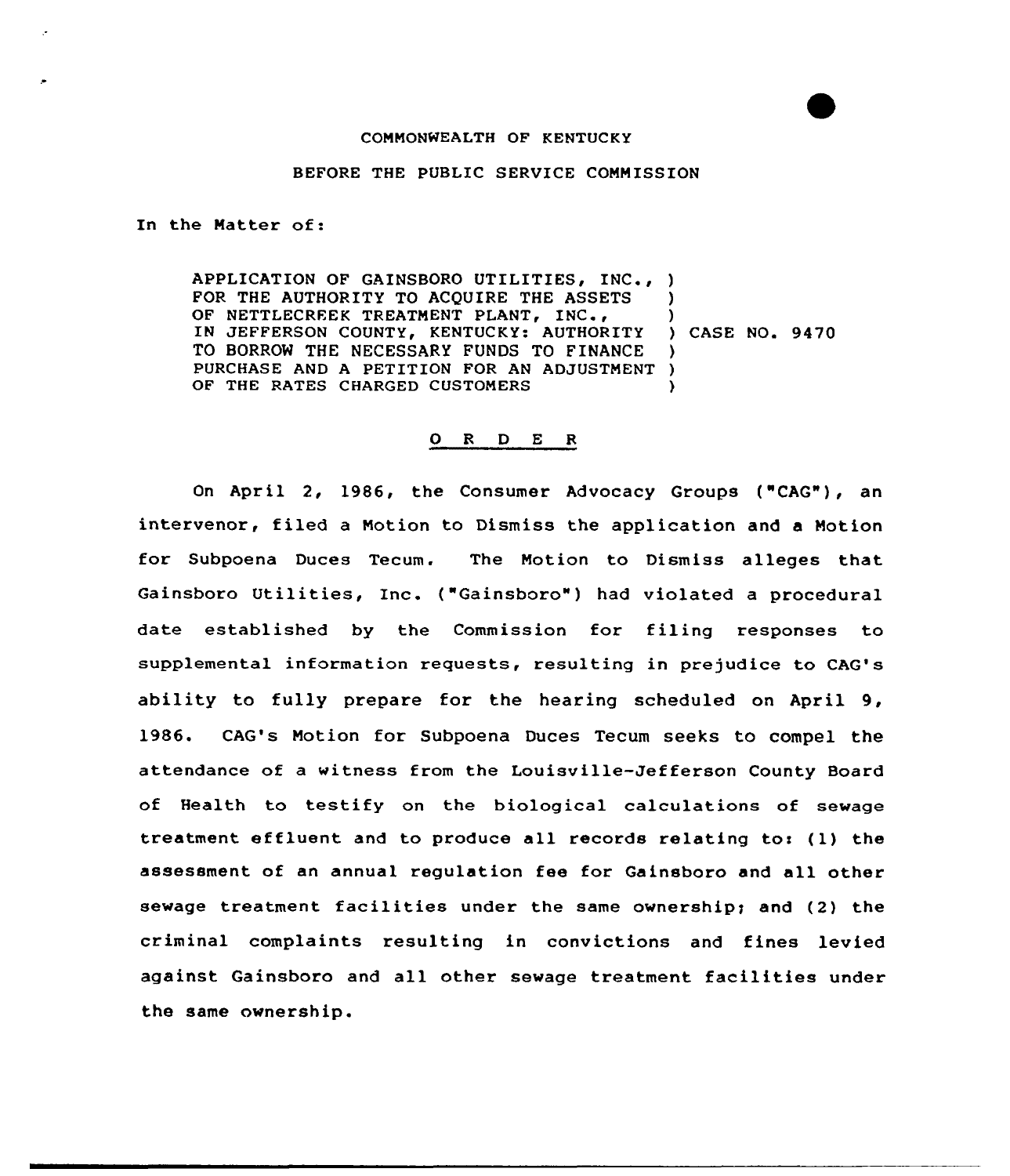COMMONWEALTH OF KENTUCKY

BEFORE THE PUBLIC SERVICE COMMISSION

In the Matter of:

APPLICATION OF GAINSBORO UTILITIES, INC., FOR THE AUTHORITY TO ACQUIRE THE ASSETS OF NETTLECREEK TREATMENT PLANT, INC., IN JEFFERSON COUNTY, KENTUCKY: AUTHORITY TO BORROW THE NECESSARY FUNDS TO FINANCE PURCHASE AND A PETITION FOR AN ADJUSTMENT OF THE RATES CHARGED CUSTOMERS ) CASE NO. 9470

## O R D E R

On April 2, 1986, the Consumer Advocacy Groups ("CAG"), an intervenor, filed a Motion to Dismiss the application and a Motion for Subpoena Duces Tecum. The Motion to Dismiss alleges that Gainsboro Utilities, Inc. ("Gainsboro") had violated a procedural date established by the Commission for filing responses to supplemental information requests, resulting in prejudice to CAG's ability to fully prepare for the hearing scheduled on April 9, 1986. CAG's Motion for Subpoena Duces Tecum seeks to compel the attendance of a witness from the Louisville-Jefferson County Board of Health to testify on the biological calculations of sewage treatment effluent and to produce all records relating to: (1) the assessment of an annual regulation fee for Gainsboro and all other sewage treatment facilities under the same ownership; and (2) the criminal complaints resulting in convictions and fines levied against Gainsboro and all other sewage treatment facilities under the same ownership.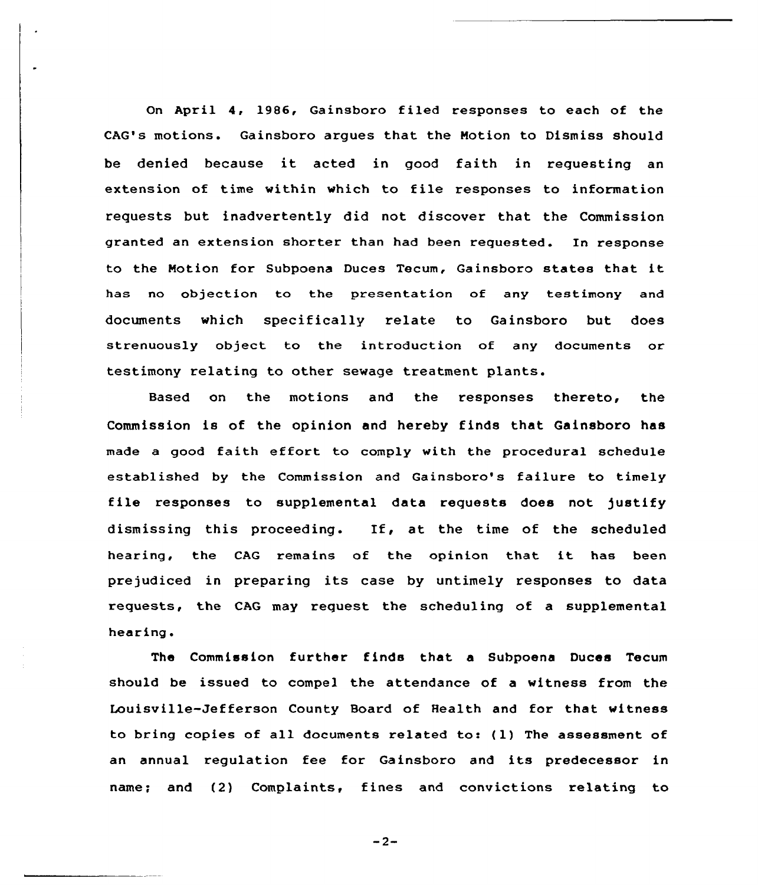On April 4, 1986, Gainsboro filed responses to each of the CAG's motions. Gainsboro argues that the Motion to Dismiss should be denied because it acted in good faith in requesting an extension of time within which to file responses to information requests but inadvertently did not discover that the Commission granted an extension shorter than had been requested. In response to the Motion for Subpoena Duces Tecum, Gainsboro states that it has no objection to the presentation of any testimony and documents which specifically relate to Gainsboro but does strenuously object to the introduction of any documents or testimony relating to other sewage treatment plants.

Based on the motions and the responses thereto, the Commission is of the opinion and hereby finds that Gainsboro has made a good faith effort to comply with the procedural schedule established by the Commission and Gainsboro's failure to timely file responses to supplemental data requests does not justify dismissing this proceeding. If, at the time of the scheduled hearing, the CAG remains of the opinion that it has been prejudiced in preparing its case by untimely responses to data requests, the CAG may request the scheduling of a supplemental hearing.

The Commission further finds that a Subpoena Duces Tecum should be issued to compel the attendance of a witness from the Louisville-Jefferson County Board of Health and for that witness to bring copies of all documents related to: (1) The assessment of an annual regulation fee for Gainsboro and its predecessor in name; and (2) Complaints, fines and convictions relating to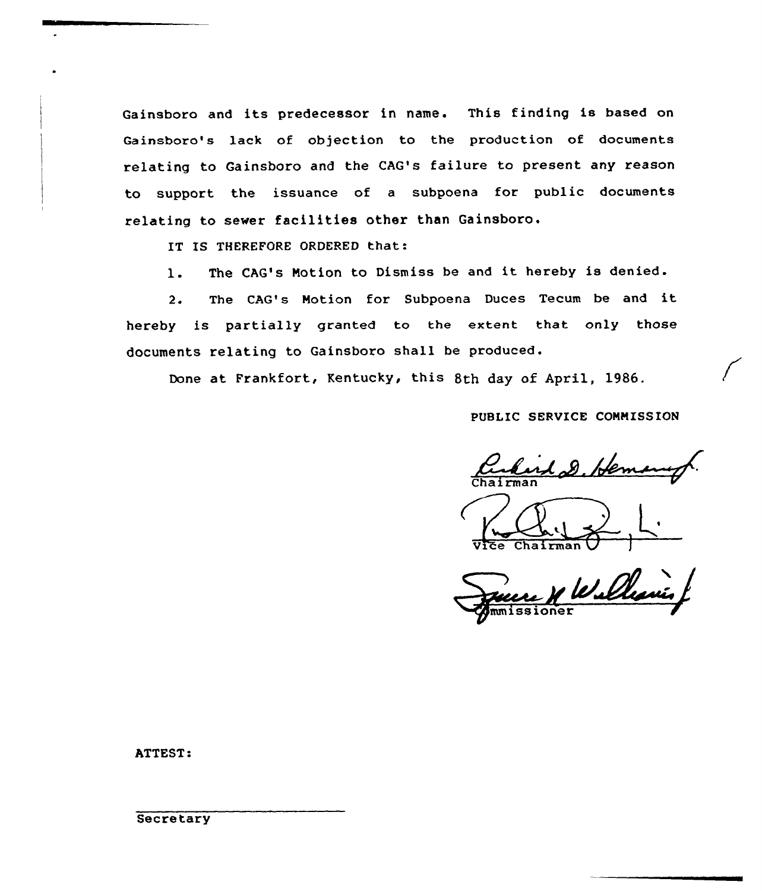Gainsboro and its predecessor in name. This finding is based on Gainsboro's lack of objection to the production of documents relating to Gainsboro and the CAG's failure to present any reason to support the issuance of a subpoena for public documents relating to sewer facilities other than Gainsboro.

IT IS THEREFORE ORDERED that:

1. The CAG's Motion to Dismiss be and it hereby is denied.

2. The CAG's Motion for Subpoena Duces Tecum be and it hereby is partially granted to the extent that only those documents relating to Gainsboro shall be produced.

Done at Frankfort, Kentucky, this 8th day of April, 1986.

PUBLIC SERVICE COMMISSION

Chairman

Vice Chairman

Commissioner

ATTEST:

Secretary